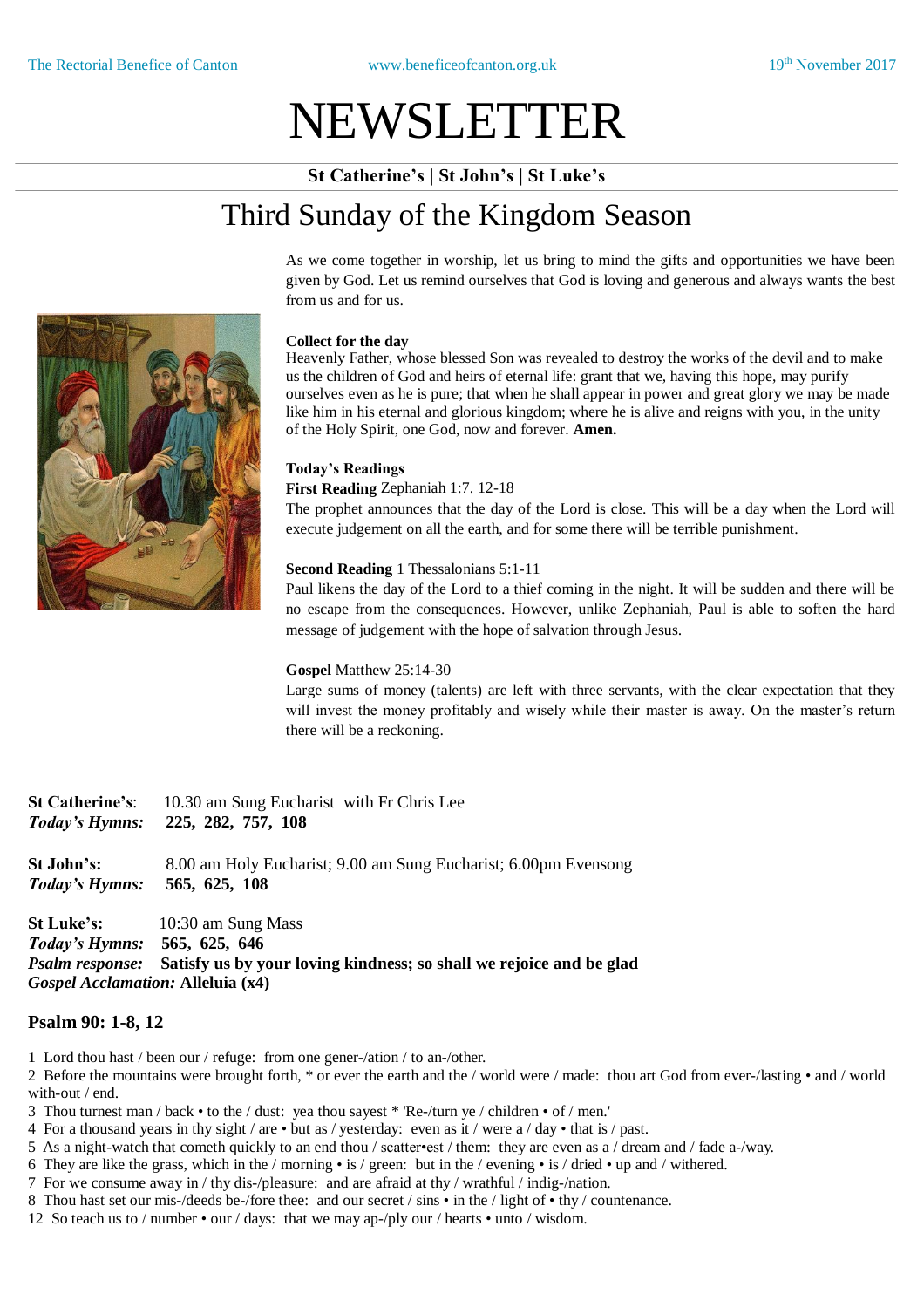# NEWSLETTER

**St Catherine's | St John's | St Luke's**

## Third Sunday of the Kingdom Season

As we come together in worship, let us bring to mind the gifts and opportunities we have been given by God. Let us remind ourselves that God is loving and generous and always wants the best from us and for us.

**Collect for the day**

Heavenly Father, whose blessed Son was revealed to destroy the works of the devil and to make us the children of God and heirs of eternal life: grant that we, having this hope, may purify ourselves even as he is pure; that when he shall appear in power and great glory we may be made like him in his eternal and glorious kingdom; where he is alive and reigns with you, in the unity of the Holy Spirit, one God, now and forever. **Amen.**

**Today's Readings**

**First Reading** Zephaniah 1:7. 12-18

The prophet announces that the day of the Lord is close. This will be a day when the Lord will execute judgement on all the earth, and for some there will be terrible punishment.

**Second Reading** 1 Thessalonians 5:1-11

Paul likens the day of the Lord to a thief coming in the night. It will be sudden and there will be no escape from the consequences. However, unlike Zephaniah, Paul is able to soften the hard message of judgement with the hope of salvation through Jesus.

**Gospel** Matthew 25:14-30

Large sums of money (talents) are left with three servants, with the clear expectation that they will invest the money profitably and wisely while their master is away. On the master's return there will be a reckoning.

**St Catherine's**: 10.30 am Sung Eucharist with Fr Chris Lee
*Today's Hymns:* **225, 282, 757, 108**

**St John's:** 8.00 am Holy Eucharist; 9.00 am Sung Eucharist; 6.00pm Evensong
*Today's Hymns:* **565, 625, 108**

**St Luke's:** 10:30 am Sung Mass
*Today's Hymns:* **565, 625, 646**
*Psalm response:* **Satisfy us by your loving kindness; so shall we rejoice and be glad**
*Gospel Acclamation:* **Alleluia (x4)**

### Psalm 90: 1-8, 12

1 Lord thou hast / been our / refuge: from one gener-/ation / to an-/other.
2 Before the mountains were brought forth, * or ever the earth and the / world were / made: thou art God from ever-/lasting • and / world with-out / end.
3 Thou turnest man / back • to the / dust: yea thou sayest * 'Re-/turn ye / children • of / men.'
4 For a thousand years in thy sight / are • but as / yesterday: even as it / were a / day • that is / past.
5 As a night-watch that cometh quickly to an end thou / scatter•est / them: they are even as a / dream and / fade a-/way.
6 They are like the grass, which in the / morning • is / green: but in the / evening • is / dried • up and / withered.
7 For we consume away in / thy dis-/pleasure: and are afraid at thy / wrathful / indig-/nation.
8 Thou hast set our mis-/deeds be-/fore thee: and our secret / sins • in the / light of • thy / countenance.
12 So teach us to / number • our / days: that we may ap-/ply our / hearts • unto / wisdom.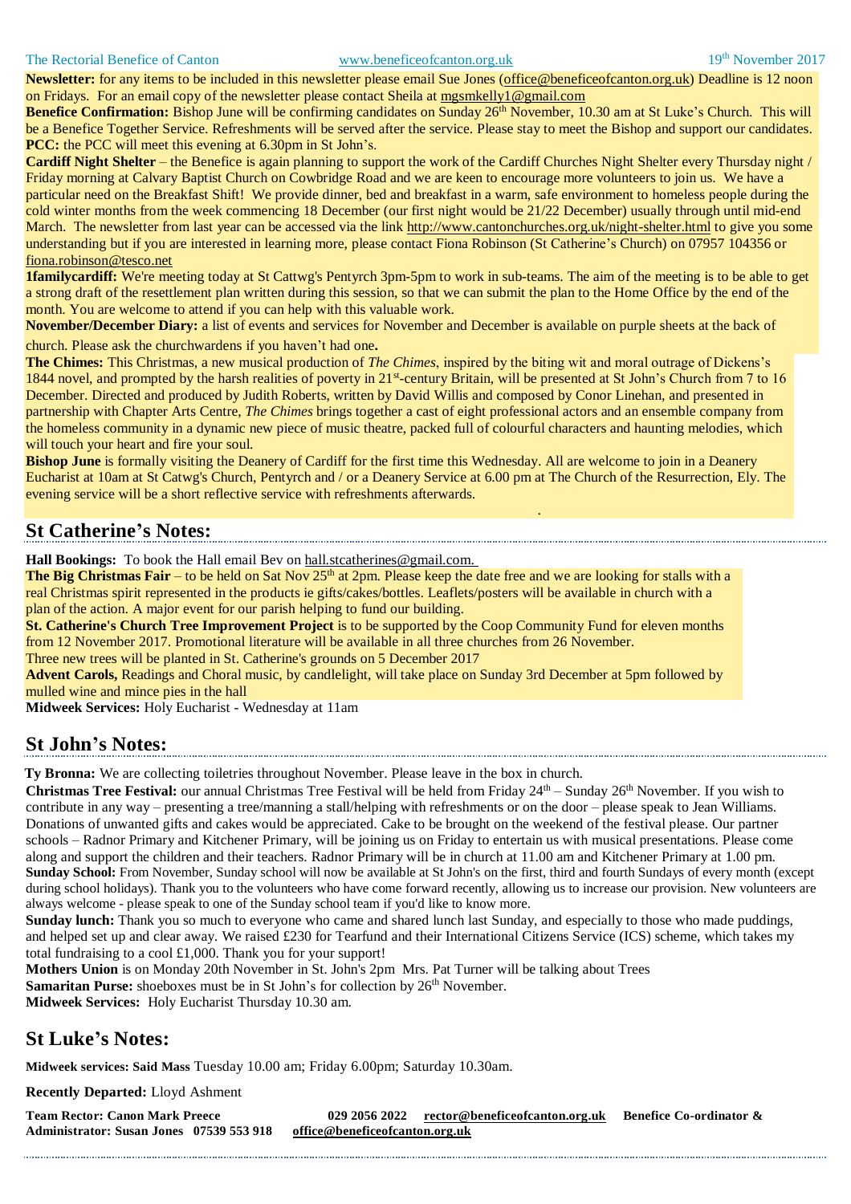**Newsletter:** for any items to be included in this newsletter please email Sue Jones (office@beneficeofcanton.org.uk) Deadline is 12 noon on Fridays. For an email copy of the newsletter please contact Sheila at mgsmkelly1@gmail.com

**Benefice Confirmation:** Bishop June will be confirming candidates on Sunday 26th November, 10.30 am at St Luke's Church. This will be a Benefice Together Service. Refreshments will be served after the service. Please stay to meet the Bishop and support our candidates.

**PCC:** the PCC will meet this evening at 6.30pm in St John's.

**Cardiff Night Shelter** – the Benefice is again planning to support the work of the Cardiff Churches Night Shelter every Thursday night / Friday morning at Calvary Baptist Church on Cowbridge Road and we are keen to encourage more volunteers to join us. We have a particular need on the Breakfast Shift! We provide dinner, bed and breakfast in a warm, safe environment to homeless people during the cold winter months from the week commencing 18 December (our first night would be 21/22 December) usually through until mid-end March. The newsletter from last year can be accessed via the link http://www.cantonchurches.org.uk/night-shelter.html to give you some understanding but if you are interested in learning more, please contact Fiona Robinson (St Catherine's Church) on 07957 104356 or fiona.robinson@tesco.net

**1familycardiff:** We're meeting today at St Cattwg's Pentyrch 3pm-5pm to work in sub-teams. The aim of the meeting is to be able to get a strong draft of the resettlement plan written during this session, so that we can submit the plan to the Home Office by the end of the month. You are welcome to attend if you can help with this valuable work.

**November/December Diary:** a list of events and services for November and December is available on purple sheets at the back of church. Please ask the churchwardens if you haven't had one**.**

**The Chimes:** This Christmas, a new musical production of *The Chimes*, inspired by the biting wit and moral outrage of Dickens's 1844 novel, and prompted by the harsh realities of poverty in 21st-century Britain, will be presented at St John's Church from 7 to 16 December. Directed and produced by Judith Roberts, written by David Willis and composed by Conor Linehan, and presented in partnership with Chapter Arts Centre, *The Chimes* brings together a cast of eight professional actors and an ensemble company from the homeless community in a dynamic new piece of music theatre, packed full of colourful characters and haunting melodies, which will touch your heart and fire your soul.

**Bishop June** is formally visiting the Deanery of Cardiff for the first time this Wednesday. All are welcome to join in a Deanery Eucharist at 10am at St Catwg's Church, Pentyrch and / or a Deanery Service at 6.00 pm at The Church of the Resurrection, Ely. The evening service will be a short reflective service with refreshments afterwards.

## St Catherine's Notes:

**Hall Bookings:** To book the Hall email Bev on hall.stcatherines@gmail.com.

**The Big Christmas Fair** – to be held on Sat Nov 25th at 2pm. Please keep the date free and we are looking for stalls with a real Christmas spirit represented in the products ie gifts/cakes/bottles. Leaflets/posters will be available in church with a plan of the action. A major event for our parish helping to fund our building.

**St. Catherine's Church Tree Improvement Project** is to be supported by the Coop Community Fund for eleven months from 12 November 2017. Promotional literature will be available in all three churches from 26 November.

Three new trees will be planted in St. Catherine's grounds on 5 December 2017

**Advent Carols,** Readings and Choral music, by candlelight, will take place on Sunday 3rd December at 5pm followed by mulled wine and mince pies in the hall

**Midweek Services:** Holy Eucharist - Wednesday at 11am

## St John's Notes:

**Ty Bronna:** We are collecting toiletries throughout November. Please leave in the box in church.

**Christmas Tree Festival:** our annual Christmas Tree Festival will be held from Friday 24th – Sunday 26th November. If you wish to contribute in any way – presenting a tree/manning a stall/helping with refreshments or on the door – please speak to Jean Williams. Donations of unwanted gifts and cakes would be appreciated. Cake to be brought on the weekend of the festival please. Our partner schools – Radnor Primary and Kitchener Primary, will be joining us on Friday to entertain us with musical presentations. Please come along and support the children and their teachers. Radnor Primary will be in church at 11.00 am and Kitchener Primary at 1.00 pm.

**Sunday School:** From November, Sunday school will now be available at St John's on the first, third and fourth Sundays of every month (except during school holidays). Thank you to the volunteers who have come forward recently, allowing us to increase our provision. New volunteers are always welcome - please speak to one of the Sunday school team if you'd like to know more.

**Sunday lunch:** Thank you so much to everyone who came and shared lunch last Sunday, and especially to those who made puddings, and helped set up and clear away. We raised £230 for Tearfund and their International Citizens Service (ICS) scheme, which takes my total fundraising to a cool £1,000. Thank you for your support!

**Mothers Union** is on Monday 20th November in St. John's 2pm Mrs. Pat Turner will be talking about Trees

**Samaritan Purse:** shoeboxes must be in St John's for collection by 26th November.

**Midweek Services:** Holy Eucharist Thursday 10.30 am.

## St Luke's Notes:

**Midweek services: Said Mass** Tuesday 10.00 am; Friday 6.00pm; Saturday 10.30am.

**Recently Departed:** Lloyd Ashment

**Team Rector: Canon Mark Preece** **029 2056 2022** **rector@beneficeofcanton.org.uk** **Benefice Co-ordinator & Administrator: Susan Jones 07539 553 918** **office@beneficeofcanton.org.uk**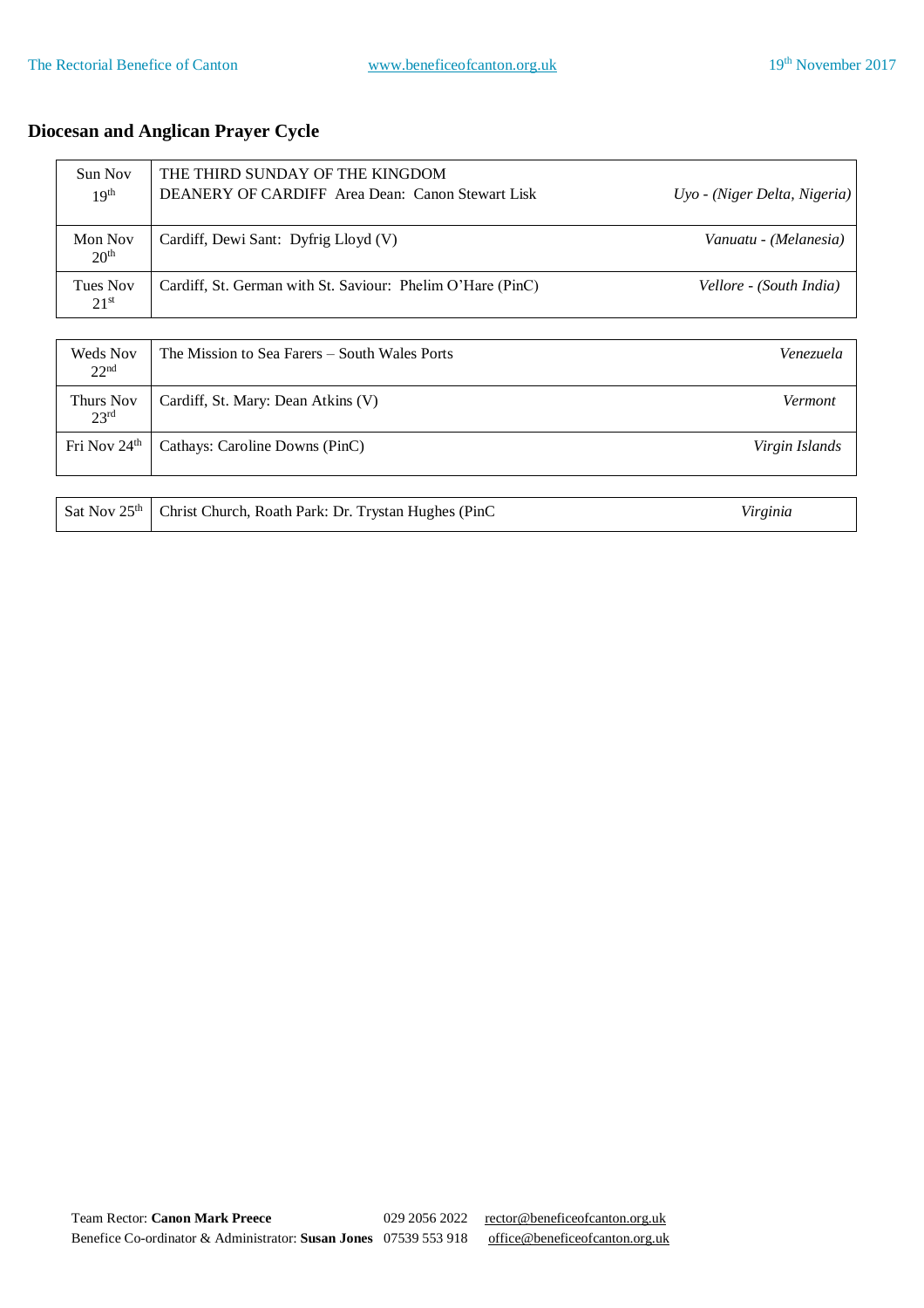## Diocesan and Anglican Prayer Cycle

| | | |
|---|---|---|
| Sun Nov 19th | THE THIRD SUNDAY OF THE KINGDOM<br>DEANERY OF CARDIFF Area Dean: Canon Stewart Lisk | *Uyo - (Niger Delta, Nigeria)* |
| Mon Nov 20th | Cardiff, Dewi Sant: Dyfrig Lloyd (V) | *Vanuatu - (Melanesia)* |
| Tues Nov 21st | Cardiff, St. German with St. Saviour: Phelim O'Hare (PinC) | *Vellore - (South India)* |
| Weds Nov 22nd | The Mission to Sea Farers – South Wales Ports | *Venezuela* |
| Thurs Nov 23rd | Cardiff, St. Mary: Dean Atkins (V) | *Vermont* |
| Fri Nov 24th | Cathays: Caroline Downs (PinC) | *Virgin Islands* |
| Sat Nov 25th | Christ Church, Roath Park: Dr. Trystan Hughes (PinC | *Virginia* |

Team Rector: **Canon Mark Preece** 029 2056 2022 rector@beneficeofcanton.org.uk
Benefice Co-ordinator & Administrator: **Susan Jones** 07539 553 918 office@beneficeofcanton.org.uk